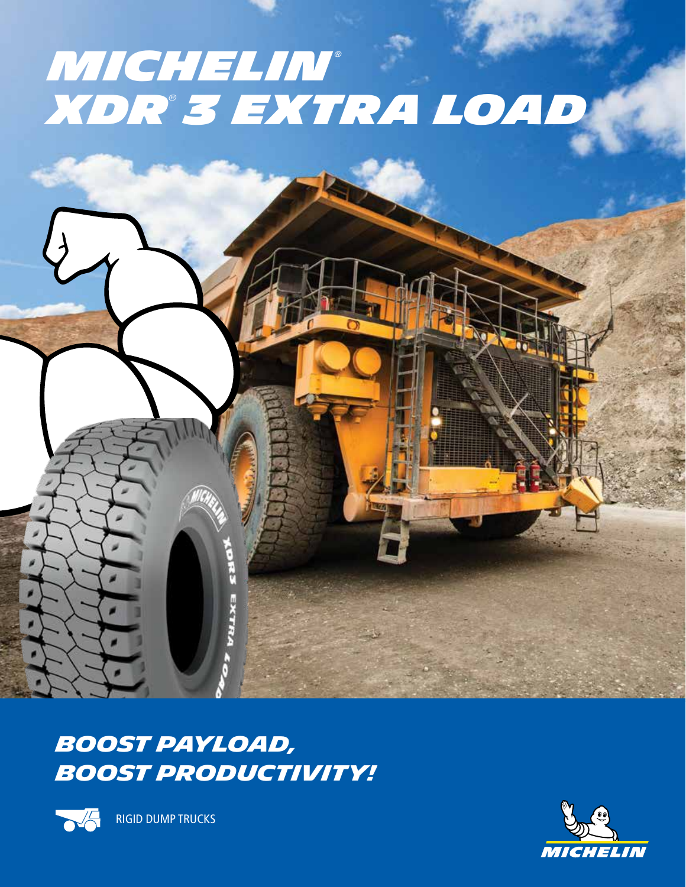# MICHELIN® XDR® 3 EXTRA LOAD

## BOOST PAYLOAD, BOOST PRODUCTIVITY!

RIGID DUMP TRUCKS

MICHELIN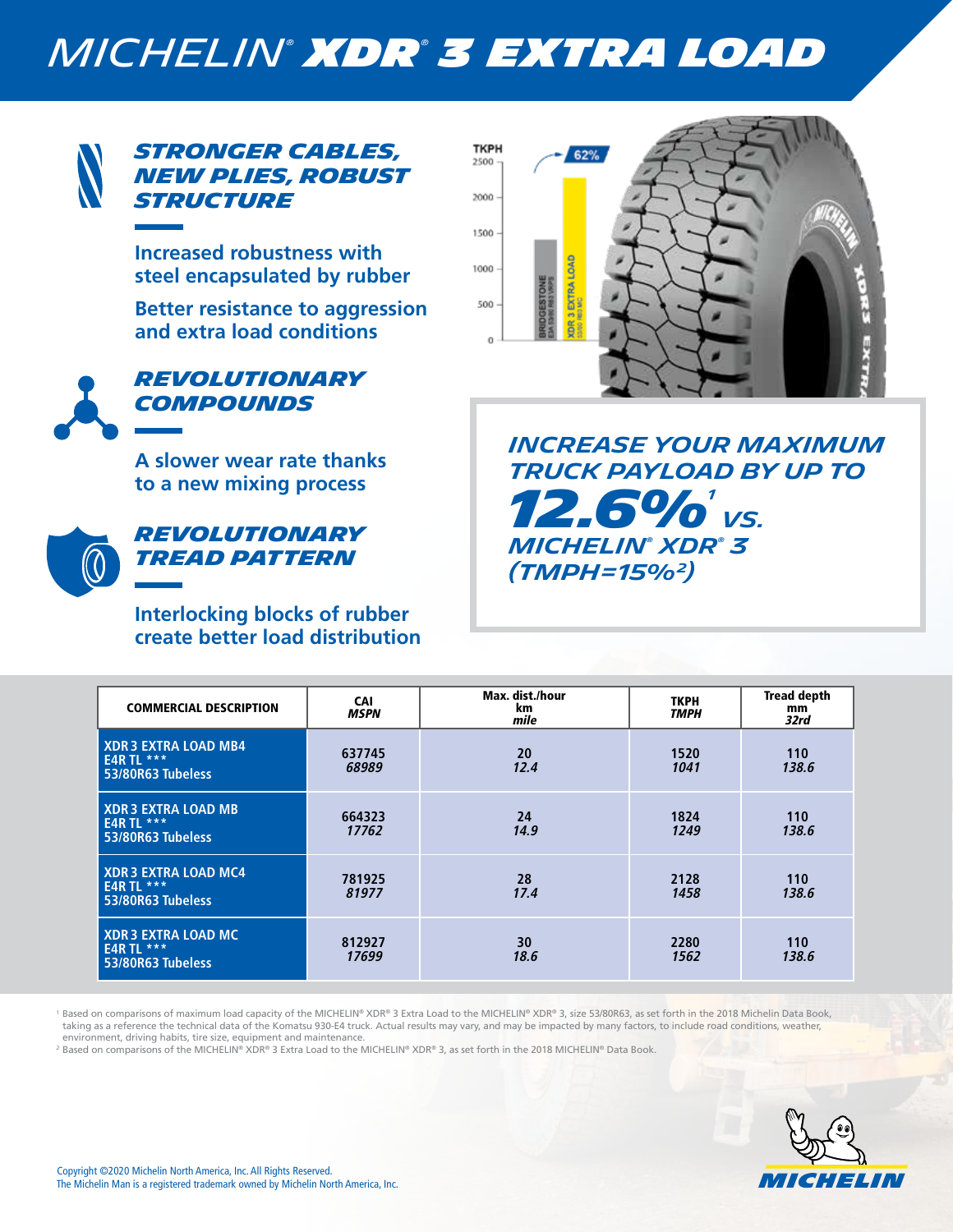# MICHELIN® XDR® 3 EXTRA LOAD

### STRONGER CABLES, NEW PLIES, ROBUST STRUCTURE

**Increased robustness with steel encapsulated by rubber**

**Better resistance to aggression and extra load conditions**

### REVOLUTIONARY COMPOUNDS

**A slower wear rate thanks to a new mixing process**

### REVOLUTIONARY TREAD PATTERN

**Interlocking blocks of rubber create better load distribution**

TKPH
2500
2000
1500
1000
500
0
62%
BRIDGESTONE E4A 53/80 R63 VRPS
XDR 3 EXTRA LOAD 53/80 R63 MC

### INCREASE YOUR MAXIMUM TRUCK PAYLOAD BY UP TO 12.6%[1] VS. MICHELIN® XDR® 3 (TMPH=15%[2])

| COMMERCIAL DESCRIPTION | CAI *MSPN* | Max. dist./hour km *mile* | TKPH *TMPH* | Tread depth mm *32rd* |
|---|---|---|---|---|
| XDR 3 EXTRA LOAD MB4 E4R TL *** 53/80R63 Tubeless | 637745 *68989* | 20 *12.4* | 1520 *1041* | 110 *138.6* |
| XDR 3 EXTRA LOAD MB E4R TL *** 53/80R63 Tubeless | 664323 *17762* | 24 *14.9* | 1824 *1249* | 110 *138.6* |
| XDR 3 EXTRA LOAD MC4 E4R TL *** 53/80R63 Tubeless | 781925 *81977* | 28 *17.4* | 2128 *1458* | 110 *138.6* |
| XDR 3 EXTRA LOAD MC E4R TL *** 53/80R63 Tubeless | 812927 *17699* | 30 *18.6* | 2280 *1562* | 110 *138.6* |

[1] Based on comparisons of maximum load capacity of the MICHELIN® XDR® 3 Extra Load to the MICHELIN® XDR® 3, size 53/80R63, as set forth in the 2018 Michelin Data Book, taking as a reference the technical data of the Komatsu 930-E4 truck. Actual results may vary, and may be impacted by many factors, to include road conditions, weather, environment, driving habits, tire size, equipment and maintenance.

[2] Based on comparisons of the MICHELIN® XDR® 3 Extra Load to the MICHELIN® XDR® 3, as set forth in the 2018 MICHELIN® Data Book.

Copyright ©2020 Michelin North America, Inc. All Rights Reserved.
The Michelin Man is a registered trademark owned by Michelin North America, Inc.

MICHELIN